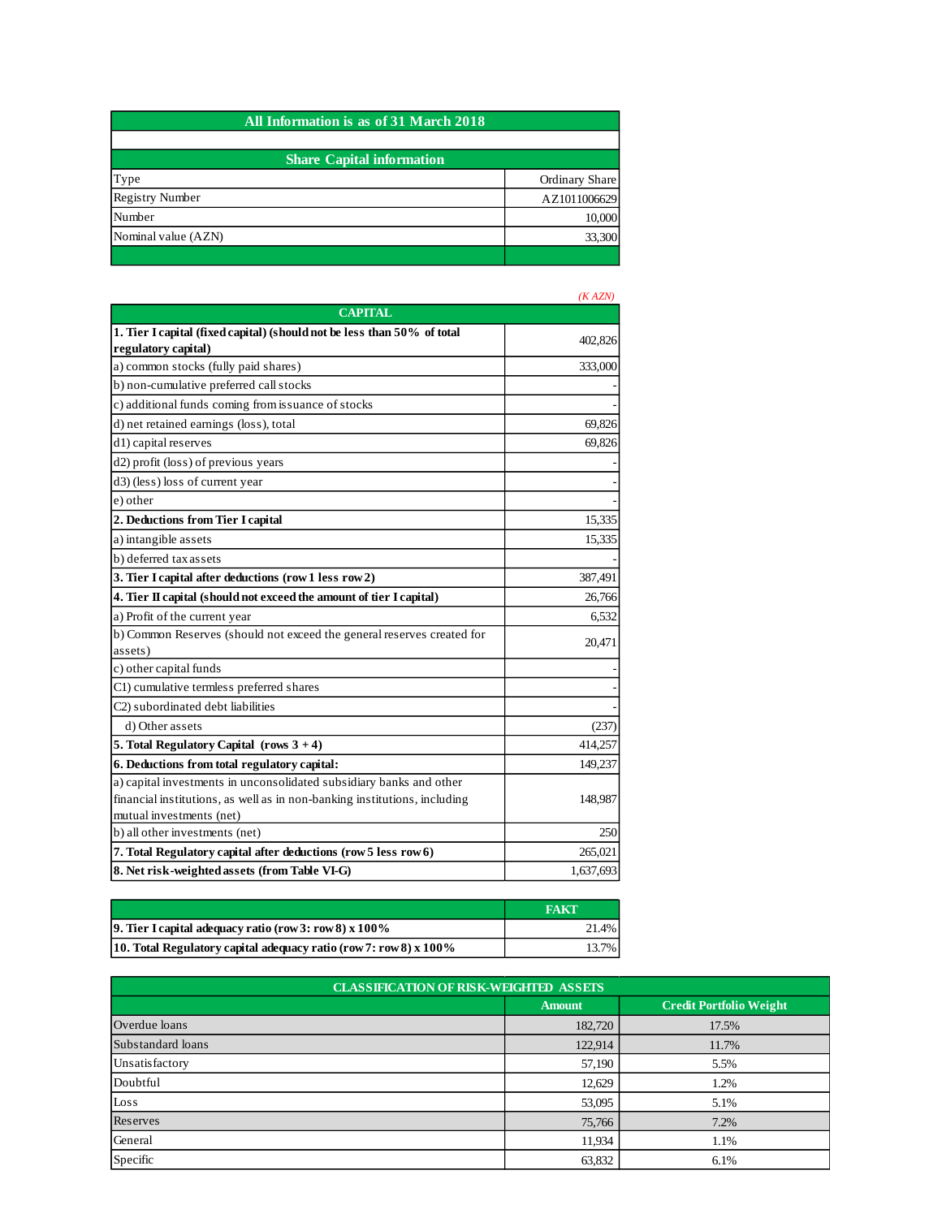## All Information is as of 31 March 2018

| Share Capital information | |
|---|---|
| Type | Ordinary Share |
| Registry Number | AZ1011006629 |
| Number | 10,000 |
| Nominal value (AZN) | 33,300 |

*(K AZN)*

| CAPITAL | |
|---|---|
| **1. Tier I capital (fixed capital) (should not be less than 50% of total regulatory capital)** | 402,826 |
| a) common stocks (fully paid shares) | 333,000 |
| b) non-cumulative preferred call stocks | - |
| c) additional funds coming from issuance of stocks | - |
| d) net retained earnings (loss), total | 69,826 |
| d1) capital reserves | 69,826 |
| d2) profit (loss) of previous years | - |
| d3) (less) loss of current year | - |
| e) other | - |
| **2. Deductions from Tier I capital** | 15,335 |
| a) intangible assets | 15,335 |
| b) deferred tax assets | - |
| **3. Tier I capital after deductions (row 1 less row 2)** | 387,491 |
| **4. Tier II capital (should not exceed the amount of tier I capital)** | 26,766 |
| a) Profit of the current year | 6,532 |
| b) Common Reserves (should not exceed the general reserves created for assets) | 20,471 |
| c) other capital funds | - |
| C1) cumulative termless preferred shares | - |
| C2) subordinated debt liabilities | - |
| d) Other assets | (237) |
| **5. Total Regulatory Capital (rows 3 + 4)** | 414,257 |
| **6. Deductions from total regulatory capital:** | 149,237 |
| a) capital investments in unconsolidated subsidiary banks and other financial institutions, as well as in non-banking institutions, including mutual investments (net) | 148,987 |
| b) all other investments (net) | 250 |
| **7. Total Regulatory capital after deductions (row 5 less row 6)** | 265,021 |
| **8. Net risk-weighted assets (from Table VI-G)** | 1,637,693 |

| | FAKT |
|---|---|
| **9. Tier I capital adequacy ratio (row 3: row 8) x 100%** | 21.4% |
| **10. Total Regulatory capital adequacy ratio (row 7: row 8) x 100%** | 13.7% |

| CLASSIFICATION OF RISK-WEIGHTED ASSETS | Amount | Credit Portfolio Weight |
|---|---|---|
| Overdue loans | 182,720 | 17.5% |
| Substandard loans | 122,914 | 11.7% |
| Unsatisfactory | 57,190 | 5.5% |
| Doubtful | 12,629 | 1.2% |
| Loss | 53,095 | 5.1% |
| Reserves | 75,766 | 7.2% |
| General | 11,934 | 1.1% |
| Specific | 63,832 | 6.1% |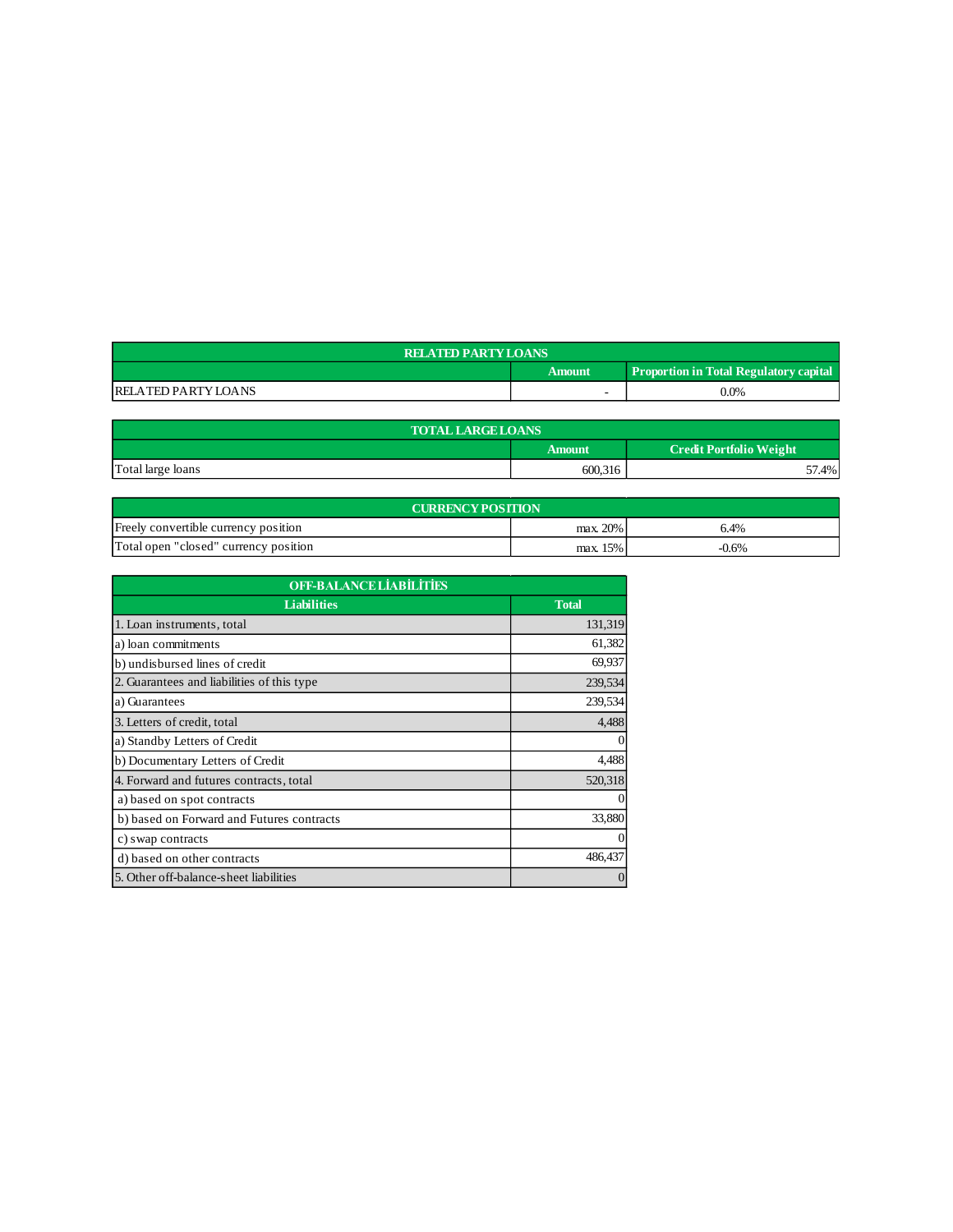| RELATED PARTY LOANS | | |
|---|---|---|
| | Amount | Proportion in Total Regulatory capital |
| RELATED PARTY LOANS | - | 0.0% |

| TOTAL LARGE LOANS | | |
|---|---|---|
| | Amount | Credit Portfolio Weight |
| Total large loans | 600,316 | 57.4% |

| CURRENCY POSITION | | |
|---|---|---|
| Freely convertible currency position | max. 20% | 6.4% |
| Total open "closed" currency position | max. 15% | -0.6% |

| OFF-BALANCE LİABİLİTİES | |
|---|---|
| Liabilities | Total |
| 1. Loan instruments, total | 131,319 |
| a) loan commitments | 61,382 |
| b) undisbursed lines of credit | 69,937 |
| 2. Guarantees and liabilities of this type | 239,534 |
| a) Guarantees | 239,534 |
| 3. Letters of credit, total | 4,488 |
| a) Standby Letters of Credit | 0 |
| b) Documentary Letters of Credit | 4,488 |
| 4. Forward and futures contracts, total | 520,318 |
| a) based on spot contracts | 0 |
| b) based on Forward and Futures contracts | 33,880 |
| c) swap contracts | 0 |
| d) based on other contracts | 486,437 |
| 5. Other off-balance-sheet liabilities | 0 |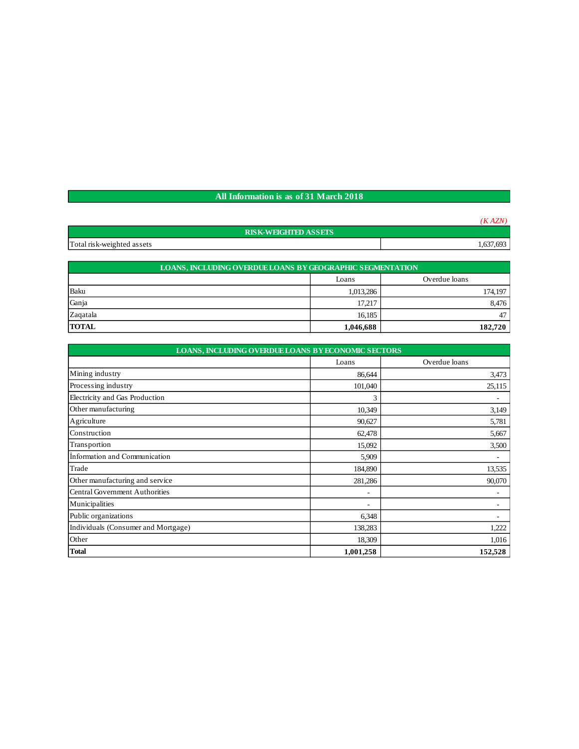## All Information is as of 31 March 2018

*(K AZN)*

| RISK-WEIGHTED ASSETS | |
|---|---|
| Total risk-weighted assets | 1,637,693 |

| LOANS, INCLUDING OVERDUE LOANS BY GEOGRAPHIC SEGMENTATION | | |
|---|---|---|
| | Loans | Overdue loans |
| Baku | 1,013,286 | 174,197 |
| Ganja | 17,217 | 8,476 |
| Zaqatala | 16,185 | 47 |
| **TOTAL** | **1,046,688** | **182,720** |

| LOANS, INCLUDING OVERDUE LOANS BY ECONOMIC SECTORS | | |
|---|---|---|
| | Loans | Overdue loans |
| Mining industry | 86,644 | 3,473 |
| Processing industry | 101,040 | 25,115 |
| Electricity and Gas Production | 3 | - |
| Other manufacturing | 10,349 | 3,149 |
| Agriculture | 90,627 | 5,781 |
| Construction | 62,478 | 5,667 |
| Transportion | 15,092 | 3,500 |
| İnformation and Communication | 5,909 | - |
| Trade | 184,890 | 13,535 |
| Other manufacturing and service | 281,286 | 90,070 |
| Central Government Authorities | - | - |
| Municipalities | - | - |
| Public organizations | 6,348 | - |
| Individuals (Consumer and Mortgage) | 138,283 | 1,222 |
| Other | 18,309 | 1,016 |
| **Total** | **1,001,258** | **152,528** |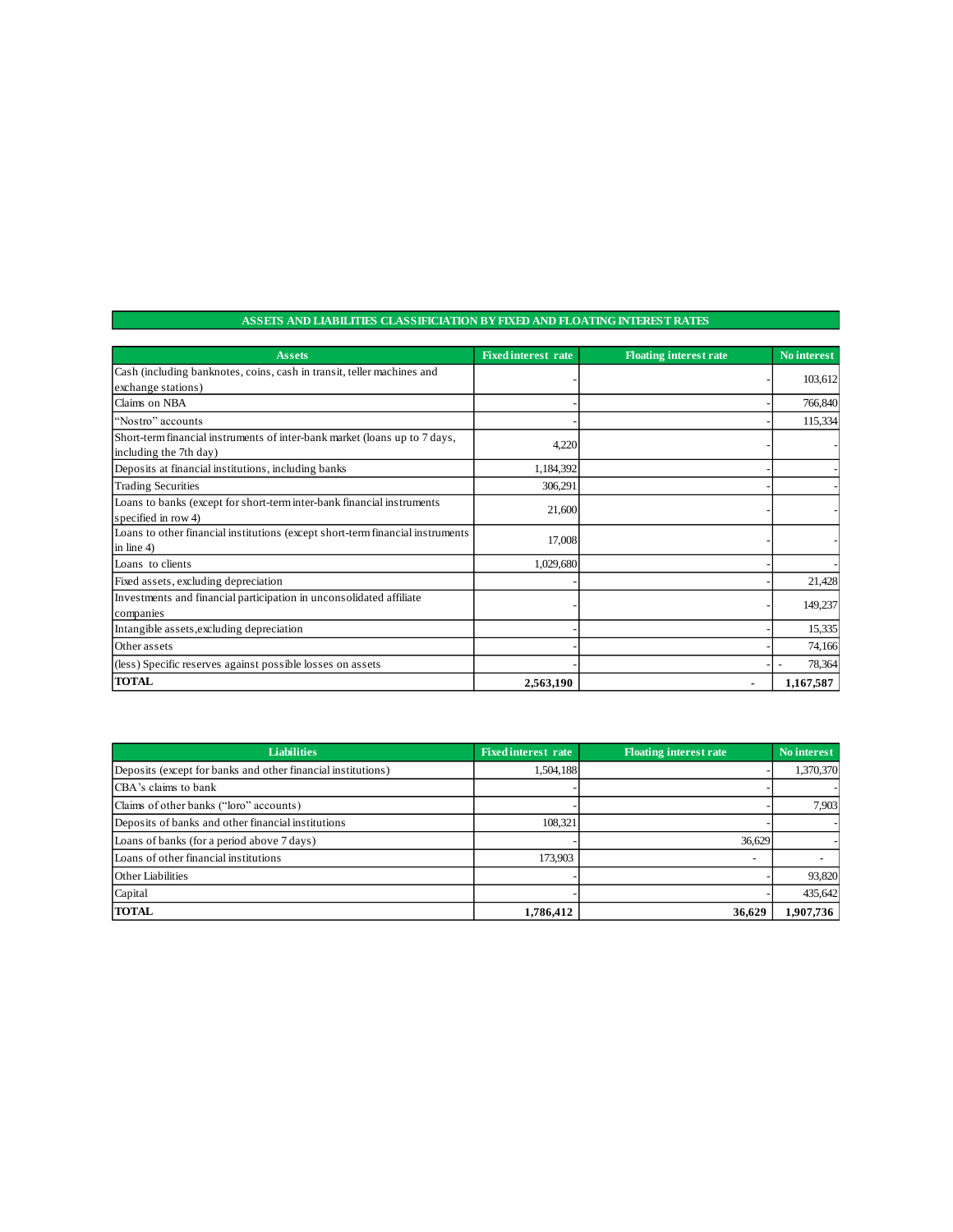## ASSETS AND LIABILITIES CLASSIFICIATION BY FIXED AND FLOATING INTEREST RATES

| Assets | Fixed interest rate | Floating interest rate | No interest |
|---|---|---|---|
| Cash (including banknotes, coins, cash in transit, teller machines and exchange stations) | - | - | 103,612 |
| Claims on NBA | - | - | 766,840 |
| "Nostro" accounts | - | - | 115,334 |
| Short-term financial instruments of inter-bank market (loans up to 7 days, including the 7th day) | 4,220 | - | - |
| Deposits at financial institutions, including banks | 1,184,392 | - | - |
| Trading Securities | 306,291 | - | - |
| Loans to banks (except for short-term inter-bank financial instruments specified in row 4) | 21,600 | - | - |
| Loans to other financial institutions (except short-term financial instruments in line 4) | 17,008 | - | - |
| Loans to clients | 1,029,680 | - | - |
| Fixed assets, excluding depreciation | - | - | 21,428 |
| Investments and financial participation in unconsolidated affiliate companies | - | - | 149,237 |
| Intangible assets,excluding depreciation | - | - | 15,335 |
| Other assets | - | - | 74,166 |
| (less) Specific reserves against possible losses on assets | - | - | - 78,364 |
| **TOTAL** | **2,563,190** | **-** | **1,167,587** |

| Liabilities | Fixed interest rate | Floating interest rate | No interest |
|---|---|---|---|
| Deposits (except for banks and other financial institutions) | 1,504,188 | - | 1,370,370 |
| CBA's claims to bank | - | - | - |
| Claims of other banks ("loro" accounts) | - | - | 7,903 |
| Deposits of banks and other financial institutions | 108,321 | - | - |
| Loans of banks (for a period above 7 days) | - | 36,629 | - |
| Loans of other financial institutions | 173,903 | - | - |
| Other Liabilities | - | - | 93,820 |
| Capital | - | - | 435,642 |
| **TOTAL** | **1,786,412** | **36,629** | **1,907,736** |